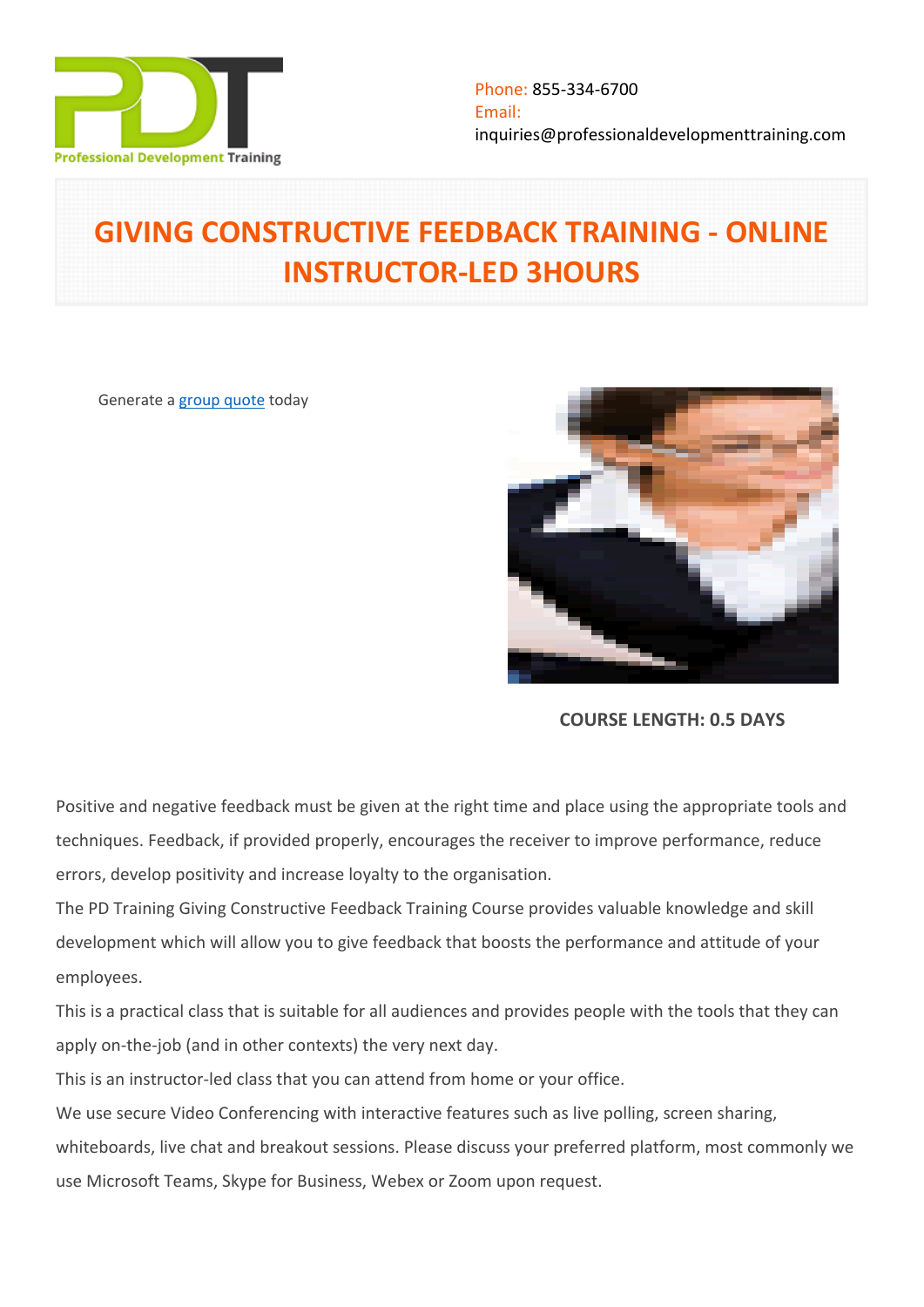Phone: 855-334-6700
Email:
inquiries@professionaldevelopmenttraining.com

# GIVING CONSTRUCTIVE FEEDBACK TRAINING - ONLINE INSTRUCTOR-LED 3HOURS

Generate a group quote today

**COURSE LENGTH: 0.5 DAYS**

Positive and negative feedback must be given at the right time and place using the appropriate tools and techniques. Feedback, if provided properly, encourages the receiver to improve performance, reduce errors, develop positivity and increase loyalty to the organisation.

The PD Training Giving Constructive Feedback Training Course provides valuable knowledge and skill development which will allow you to give feedback that boosts the performance and attitude of your employees.

This is a practical class that is suitable for all audiences and provides people with the tools that they can apply on-the-job (and in other contexts) the very next day.

This is an instructor-led class that you can attend from home or your office.

We use secure Video Conferencing with interactive features such as live polling, screen sharing, whiteboards, live chat and breakout sessions. Please discuss your preferred platform, most commonly we use Microsoft Teams, Skype for Business, Webex or Zoom upon request.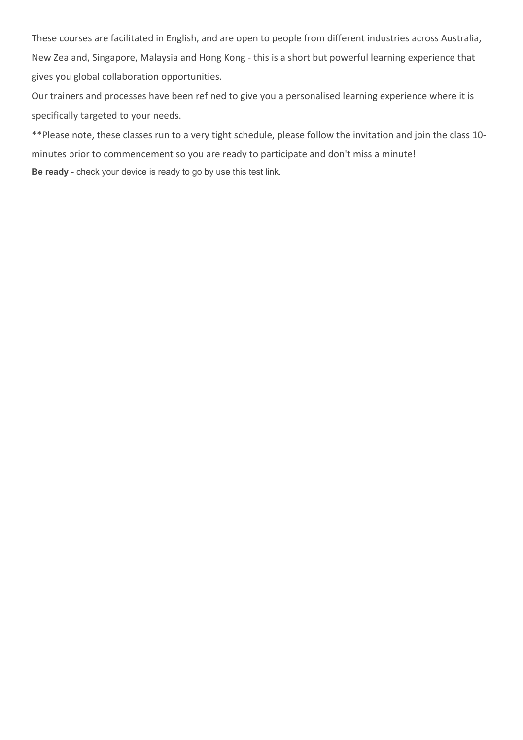These courses are facilitated in English, and are open to people from different industries across Australia, New Zealand, Singapore, Malaysia and Hong Kong - this is a short but powerful learning experience that gives you global collaboration opportunities.

Our trainers and processes have been refined to give you a personalised learning experience where it is specifically targeted to your needs.

**Please note, these classes run to a very tight schedule, please follow the invitation and join the class 10-minutes prior to commencement so you are ready to participate and don't miss a minute!

**Be ready** - check your device is ready to go by use this test link.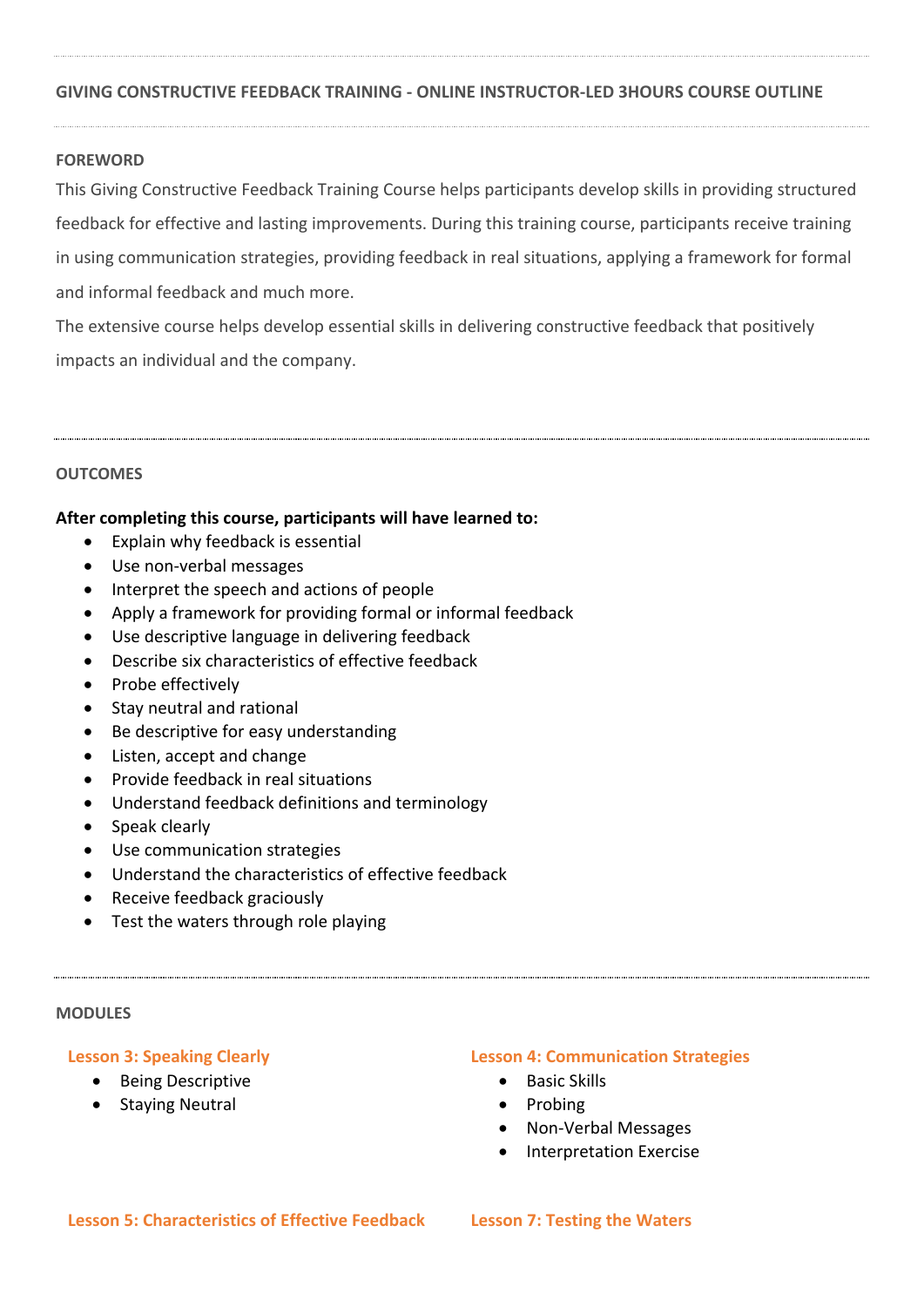## GIVING CONSTRUCTIVE FEEDBACK TRAINING - ONLINE INSTRUCTOR-LED 3HOURS COURSE OUTLINE

### FOREWORD

This Giving Constructive Feedback Training Course helps participants develop skills in providing structured feedback for effective and lasting improvements. During this training course, participants receive training in using communication strategies, providing feedback in real situations, applying a framework for formal and informal feedback and much more.

The extensive course helps develop essential skills in delivering constructive feedback that positively impacts an individual and the company.

### OUTCOMES

**After completing this course, participants will have learned to:**

- Explain why feedback is essential
- Use non-verbal messages
- Interpret the speech and actions of people
- Apply a framework for providing formal or informal feedback
- Use descriptive language in delivering feedback
- Describe six characteristics of effective feedback
- Probe effectively
- Stay neutral and rational
- Be descriptive for easy understanding
- Listen, accept and change
- Provide feedback in real situations
- Understand feedback definitions and terminology
- Speak clearly
- Use communication strategies
- Understand the characteristics of effective feedback
- Receive feedback graciously
- Test the waters through role playing

### MODULES

#### Lesson 3: Speaking Clearly

- Being Descriptive
- Staying Neutral

#### Lesson 4: Communication Strategies

- Basic Skills
- Probing
- Non-Verbal Messages
- Interpretation Exercise

#### Lesson 5: Characteristics of Effective Feedback

#### Lesson 7: Testing the Waters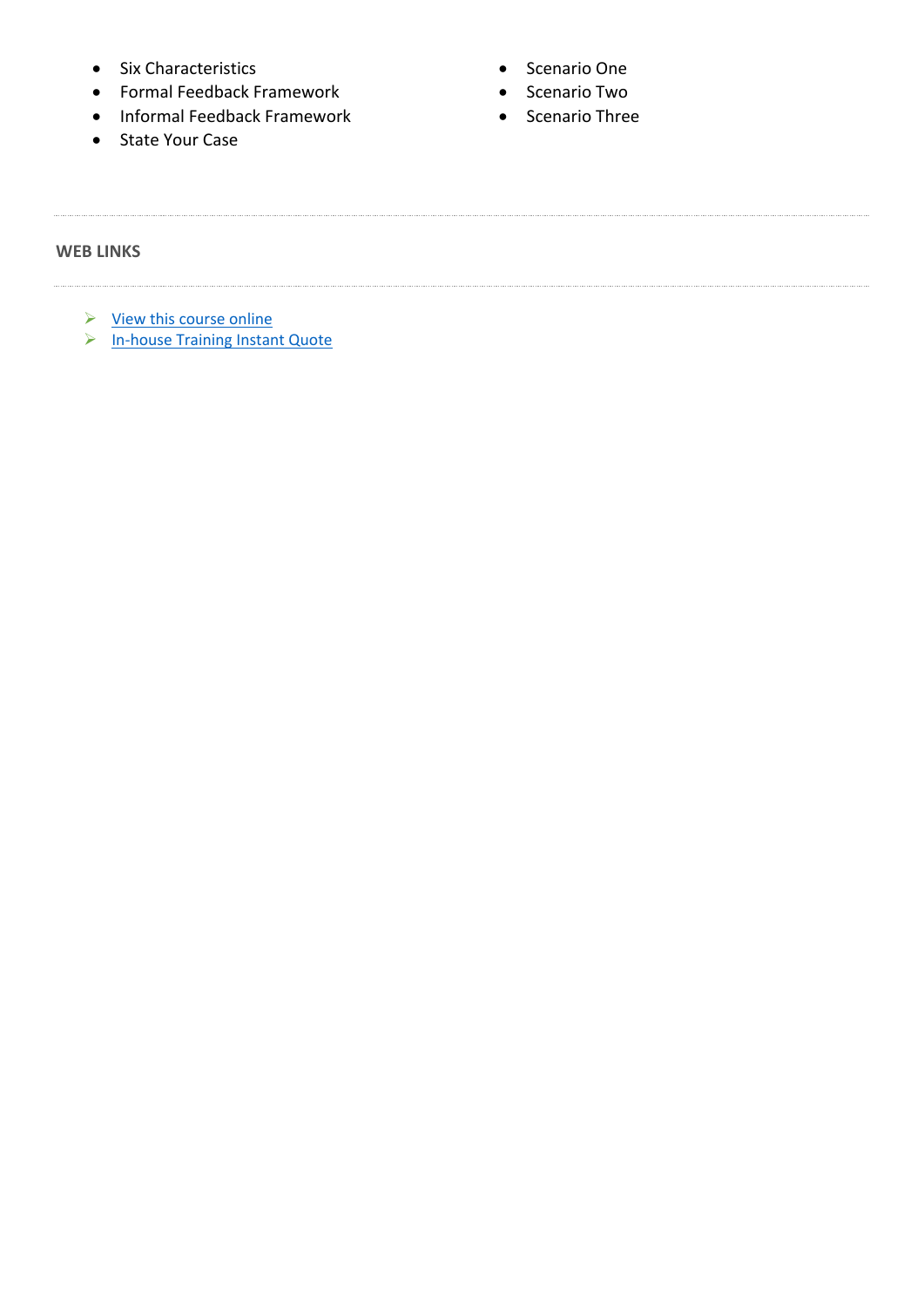- Six Characteristics
- Formal Feedback Framework
- Informal Feedback Framework
- State Your Case
- Scenario One
- Scenario Two
- Scenario Three

---

**WEB LINKS**

---

- View this course online
- In-house Training Instant Quote